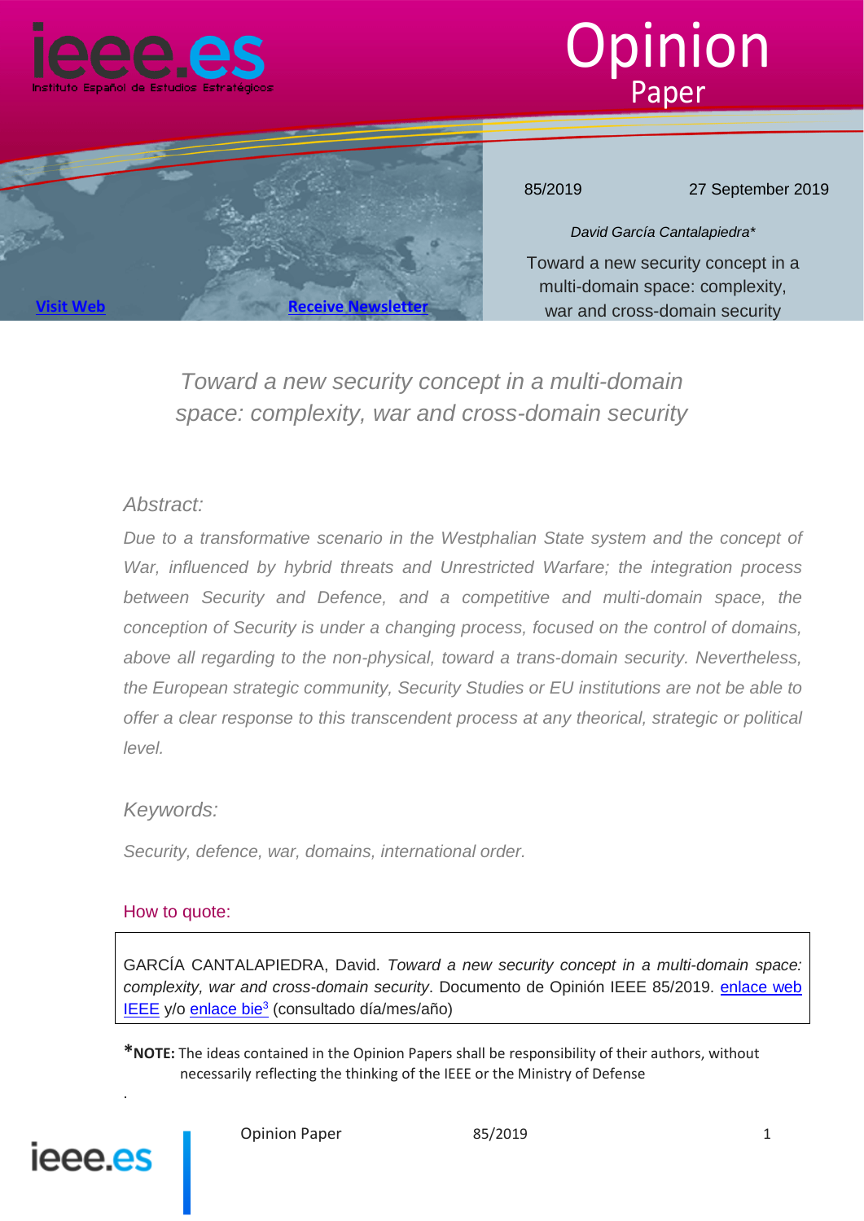# Opinion Paper

85/2019 27 September 2019

*David García Cantalapiedra**

Toward a new security concept in a multi-domain space: complexity, war and cross-domain security

[Visit Web] [Receive Newsletter]

## *Toward a new security concept in a multi-domain space: complexity, war and cross-domain security*

### *Abstract:*

*Due to a transformative scenario in the Westphalian State system and the concept of War, influenced by hybrid threats and Unrestricted Warfare; the integration process between Security and Defence, and a competitive and multi-domain space, the conception of Security is under a changing process, focused on the control of domains, above all regarding to the non-physical, toward a trans-domain security. Nevertheless, the European strategic community, Security Studies or EU institutions are not be able to offer a clear response to this transcendent process at any theorical, strategic or political level.*

### *Keywords:*

*Security, defence, war, domains, international order.*

How to quote:

GARCÍA CANTALAPIEDRA, David. *Toward a new security concept in a multi-domain space: complexity, war and cross-domain security*. Documento de Opinión IEEE 85/2019. enlace web IEEE y/o enlace bie[3] (consultado día/mes/año)

***NOTE:** The ideas contained in the Opinion Papers shall be responsibility of their authors, without necessarily reflecting the thinking of the IEEE or the Ministry of Defense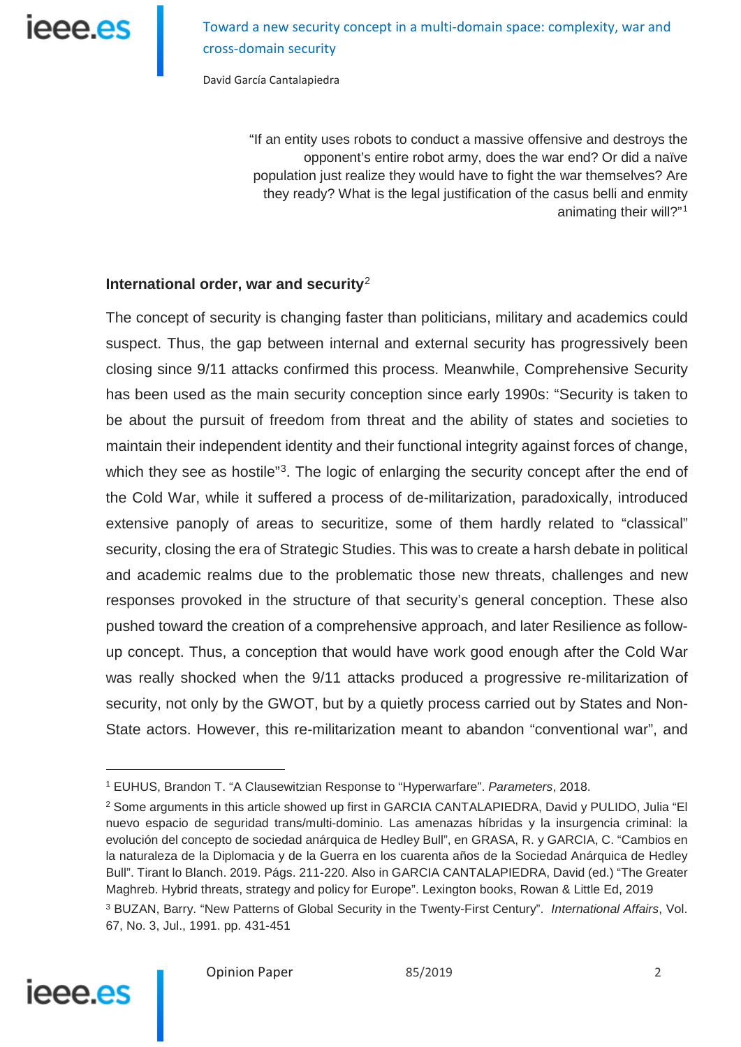> "If an entity uses robots to conduct a massive offensive and destroys the opponent's entire robot army, does the war end? Or did a naïve population just realize they would have to fight the war themselves? Are they ready? What is the legal justification of the casus belli and enmity animating their will?"[1]

## International order, war and security[2]

The concept of security is changing faster than politicians, military and academics could suspect. Thus, the gap between internal and external security has progressively been closing since 9/11 attacks confirmed this process. Meanwhile, Comprehensive Security has been used as the main security conception since early 1990s: "Security is taken to be about the pursuit of freedom from threat and the ability of states and societies to maintain their independent identity and their functional integrity against forces of change, which they see as hostile"[3]. The logic of enlarging the security concept after the end of the Cold War, while it suffered a process of de-militarization, paradoxically, introduced extensive panoply of areas to securitize, some of them hardly related to "classical" security, closing the era of Strategic Studies. This was to create a harsh debate in political and academic realms due to the problematic those new threats, challenges and new responses provoked in the structure of that security's general conception. These also pushed toward the creation of a comprehensive approach, and later Resilience as follow-up concept. Thus, a conception that would have work good enough after the Cold War was really shocked when the 9/11 attacks produced a progressive re-militarization of security, not only by the GWOT, but by a quietly process carried out by States and Non-State actors. However, this re-militarization meant to abandon "conventional war", and

---

[1] EUHUS, Brandon T. "A Clausewitzian Response to "Hyperwarfare". *Parameters*, 2018.

[2] Some arguments in this article showed up first in GARCIA CANTALAPIEDRA, David y PULIDO, Julia "El nuevo espacio de seguridad trans/multi-dominio. Las amenazas híbridas y la insurgencia criminal: la evolución del concepto de sociedad anárquica de Hedley Bull", en GRASA, R. y GARCIA, C. "Cambios en la naturaleza de la Diplomacia y de la Guerra en los cuarenta años de la Sociedad Anárquica de Hedley Bull". Tirant lo Blanch. 2019. Págs. 211-220. Also in GARCIA CANTALAPIEDRA, David (ed.) "The Greater Maghreb. Hybrid threats, strategy and policy for Europe". Lexington books, Rowan & Little Ed, 2019

[3] BUZAN, Barry. "New Patterns of Global Security in the Twenty-First Century". *International Affairs*, Vol. 67, No. 3, Jul., 1991. pp. 431-451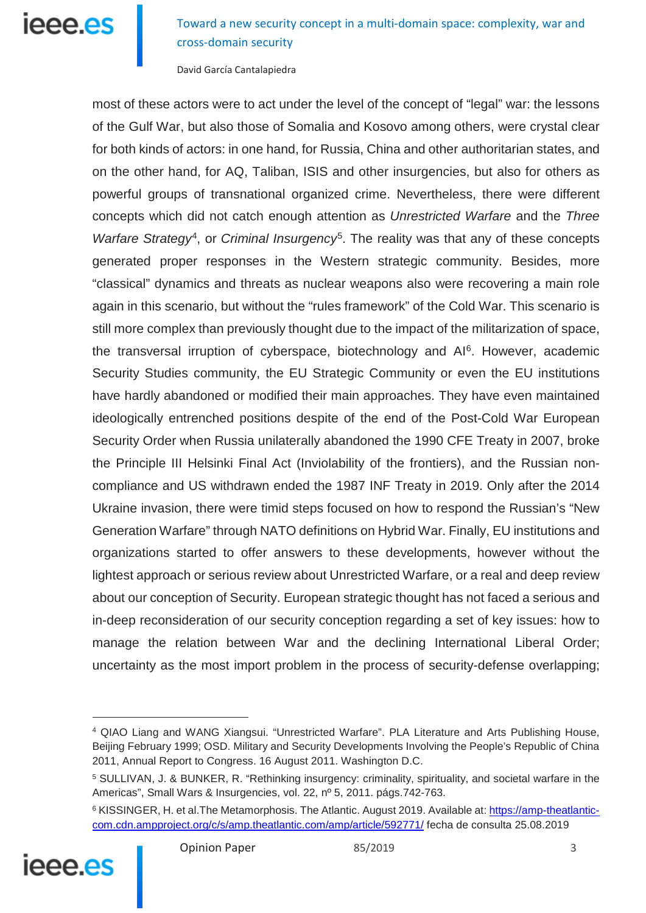most of these actors were to act under the level of the concept of “legal” war: the lessons of the Gulf War, but also those of Somalia and Kosovo among others, were crystal clear for both kinds of actors: in one hand, for Russia, China and other authoritarian states, and on the other hand, for AQ, Taliban, ISIS and other insurgencies, but also for others as powerful groups of transnational organized crime. Nevertheless, there were different concepts which did not catch enough attention as *Unrestricted Warfare* and the *Three Warfare Strategy*[4], or *Criminal Insurgency*[5]. The reality was that any of these concepts generated proper responses in the Western strategic community. Besides, more “classical” dynamics and threats as nuclear weapons also were recovering a main role again in this scenario, but without the “rules framework” of the Cold War. This scenario is still more complex than previously thought due to the impact of the militarization of space, the transversal irruption of cyberspace, biotechnology and AI[6]. However, academic Security Studies community, the EU Strategic Community or even the EU institutions have hardly abandoned or modified their main approaches. They have even maintained ideologically entrenched positions despite of the end of the Post-Cold War European Security Order when Russia unilaterally abandoned the 1990 CFE Treaty in 2007, broke the Principle III Helsinki Final Act (Inviolability of the frontiers), and the Russian non-compliance and US withdrawn ended the 1987 INF Treaty in 2019. Only after the 2014 Ukraine invasion, there were timid steps focused on how to respond the Russian’s “New Generation Warfare” through NATO definitions on Hybrid War. Finally, EU institutions and organizations started to offer answers to these developments, however without the lightest approach or serious review about Unrestricted Warfare, or a real and deep review about our conception of Security. European strategic thought has not faced a serious and in-deep reconsideration of our security conception regarding a set of key issues: how to manage the relation between War and the declining International Liberal Order; uncertainty as the most import problem in the process of security-defense overlapping;

---

[4] QIAO Liang and WANG Xiangsui. “Unrestricted Warfare”. PLA Literature and Arts Publishing House, Beijing February 1999; OSD. Military and Security Developments Involving the People’s Republic of China 2011, Annual Report to Congress. 16 August 2011. Washington D.C.

[5] SULLIVAN, J. & BUNKER, R. “Rethinking insurgency: criminality, spirituality, and societal warfare in the Americas”, Small Wars & Insurgencies, vol. 22, nº 5, 2011. págs.742-763.

[6] KISSINGER, H. et al.The Metamorphosis. The Atlantic. August 2019. Available at: https://amp-theatlantic-com.cdn.ampproject.org/c/s/amp.theatlantic.com/amp/article/592771/ fecha de consulta 25.08.2019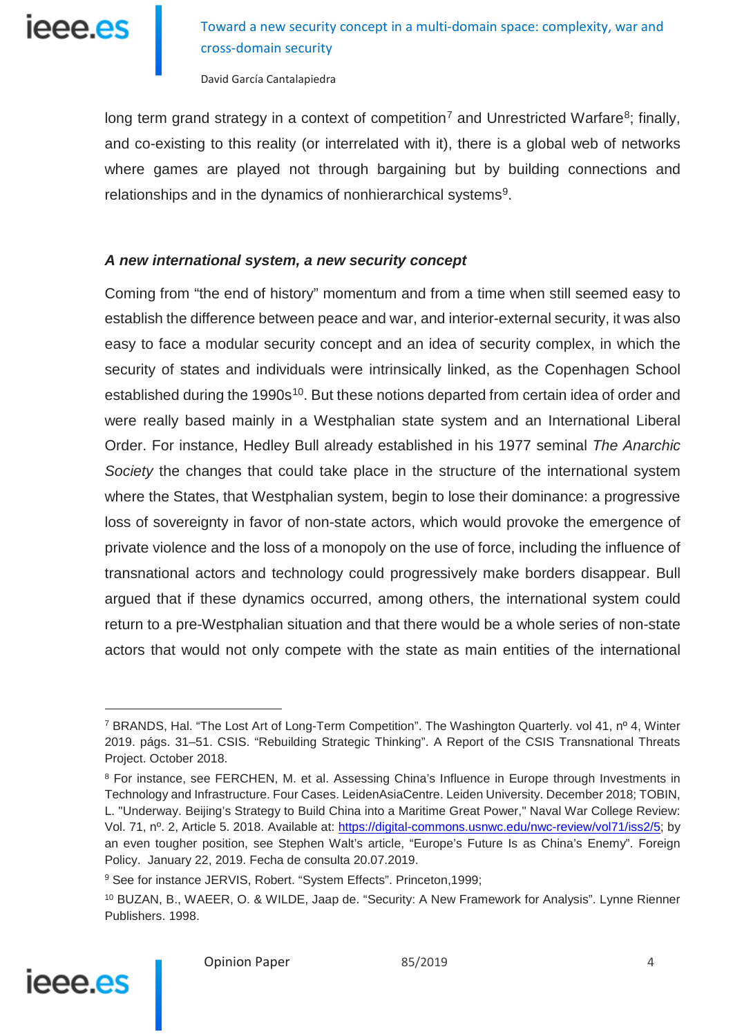long term grand strategy in a context of competition[7] and Unrestricted Warfare[8]; finally, and co-existing to this reality (or interrelated with it), there is a global web of networks where games are played not through bargaining but by building connections and relationships and in the dynamics of nonhierarchical systems[9].

### *A new international system, a new security concept*

Coming from "the end of history" momentum and from a time when still seemed easy to establish the difference between peace and war, and interior-external security, it was also easy to face a modular security concept and an idea of security complex, in which the security of states and individuals were intrinsically linked, as the Copenhagen School established during the 1990s[10]. But these notions departed from certain idea of order and were really based mainly in a Westphalian state system and an International Liberal Order. For instance, Hedley Bull already established in his 1977 seminal *The Anarchic Society* the changes that could take place in the structure of the international system where the States, that Westphalian system, begin to lose their dominance: a progressive loss of sovereignty in favor of non-state actors, which would provoke the emergence of private violence and the loss of a monopoly on the use of force, including the influence of transnational actors and technology could progressively make borders disappear. Bull argued that if these dynamics occurred, among others, the international system could return to a pre-Westphalian situation and that there would be a whole series of non-state actors that would not only compete with the state as main entities of the international

---

[7] BRANDS, Hal. "The Lost Art of Long-Term Competition". The Washington Quarterly. vol 41, nº 4, Winter 2019. págs. 31–51. CSIS. "Rebuilding Strategic Thinking". A Report of the CSIS Transnational Threats Project. October 2018.

[8] For instance, see FERCHEN, M. et al. Assessing China's Influence in Europe through Investments in Technology and Infrastructure. Four Cases. LeidenAsiaCentre. Leiden University. December 2018; TOBIN, L. "Underway. Beijing's Strategy to Build China into a Maritime Great Power," Naval War College Review: Vol. 71, nº. 2, Article 5. 2018. Available at: https://digital-commons.usnwc.edu/nwc-review/vol71/iss2/5; by an even tougher position, see Stephen Walt's article, "Europe's Future Is as China's Enemy". Foreign Policy. January 22, 2019. Fecha de consulta 20.07.2019.

[9] See for instance JERVIS, Robert. "System Effects". Princeton,1999;

[10] BUZAN, B., WAEER, O. & WILDE, Jaap de. "Security: A New Framework for Analysis". Lynne Rienner Publishers. 1998.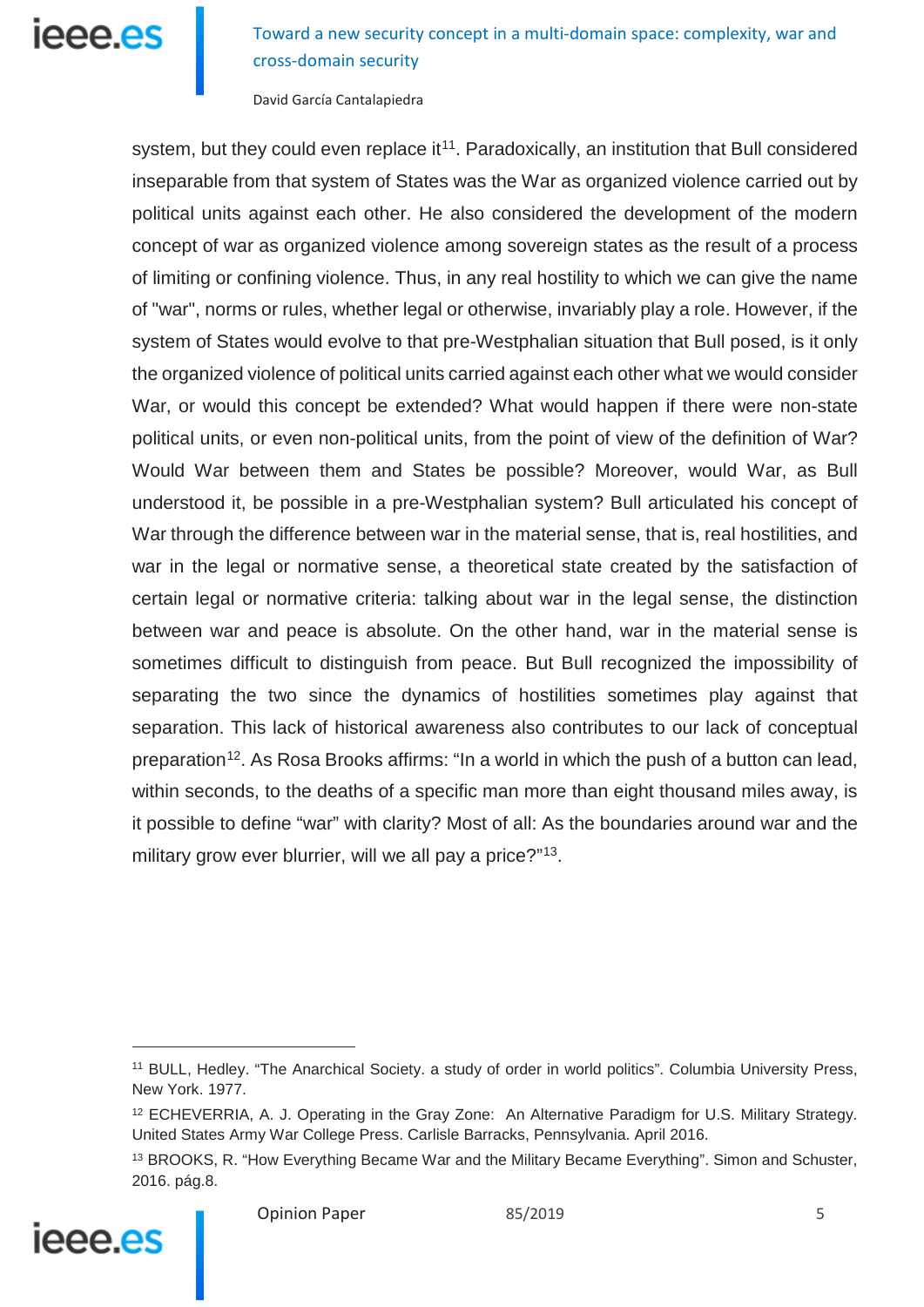system, but they could even replace it[11]. Paradoxically, an institution that Bull considered inseparable from that system of States was the War as organized violence carried out by political units against each other. He also considered the development of the modern concept of war as organized violence among sovereign states as the result of a process of limiting or confining violence. Thus, in any real hostility to which we can give the name of "war", norms or rules, whether legal or otherwise, invariably play a role. However, if the system of States would evolve to that pre-Westphalian situation that Bull posed, is it only the organized violence of political units carried against each other what we would consider War, or would this concept be extended? What would happen if there were non-state political units, or even non-political units, from the point of view of the definition of War? Would War between them and States be possible? Moreover, would War, as Bull understood it, be possible in a pre-Westphalian system? Bull articulated his concept of War through the difference between war in the material sense, that is, real hostilities, and war in the legal or normative sense, a theoretical state created by the satisfaction of certain legal or normative criteria: talking about war in the legal sense, the distinction between war and peace is absolute. On the other hand, war in the material sense is sometimes difficult to distinguish from peace. But Bull recognized the impossibility of separating the two since the dynamics of hostilities sometimes play against that separation. This lack of historical awareness also contributes to our lack of conceptual preparation[12]. As Rosa Brooks affirms: "In a world in which the push of a button can lead, within seconds, to the deaths of a specific man more than eight thousand miles away, is it possible to define "war" with clarity? Most of all: As the boundaries around war and the military grow ever blurrier, will we all pay a price?"[13].

---

[11] BULL, Hedley. "The Anarchical Society. a study of order in world politics". Columbia University Press, New York. 1977.

[12] ECHEVERRIA, A. J. Operating in the Gray Zone: An Alternative Paradigm for U.S. Military Strategy. United States Army War College Press. Carlisle Barracks, Pennsylvania. April 2016.

[13] BROOKS, R. "How Everything Became War and the Military Became Everything". Simon and Schuster, 2016. pág.8.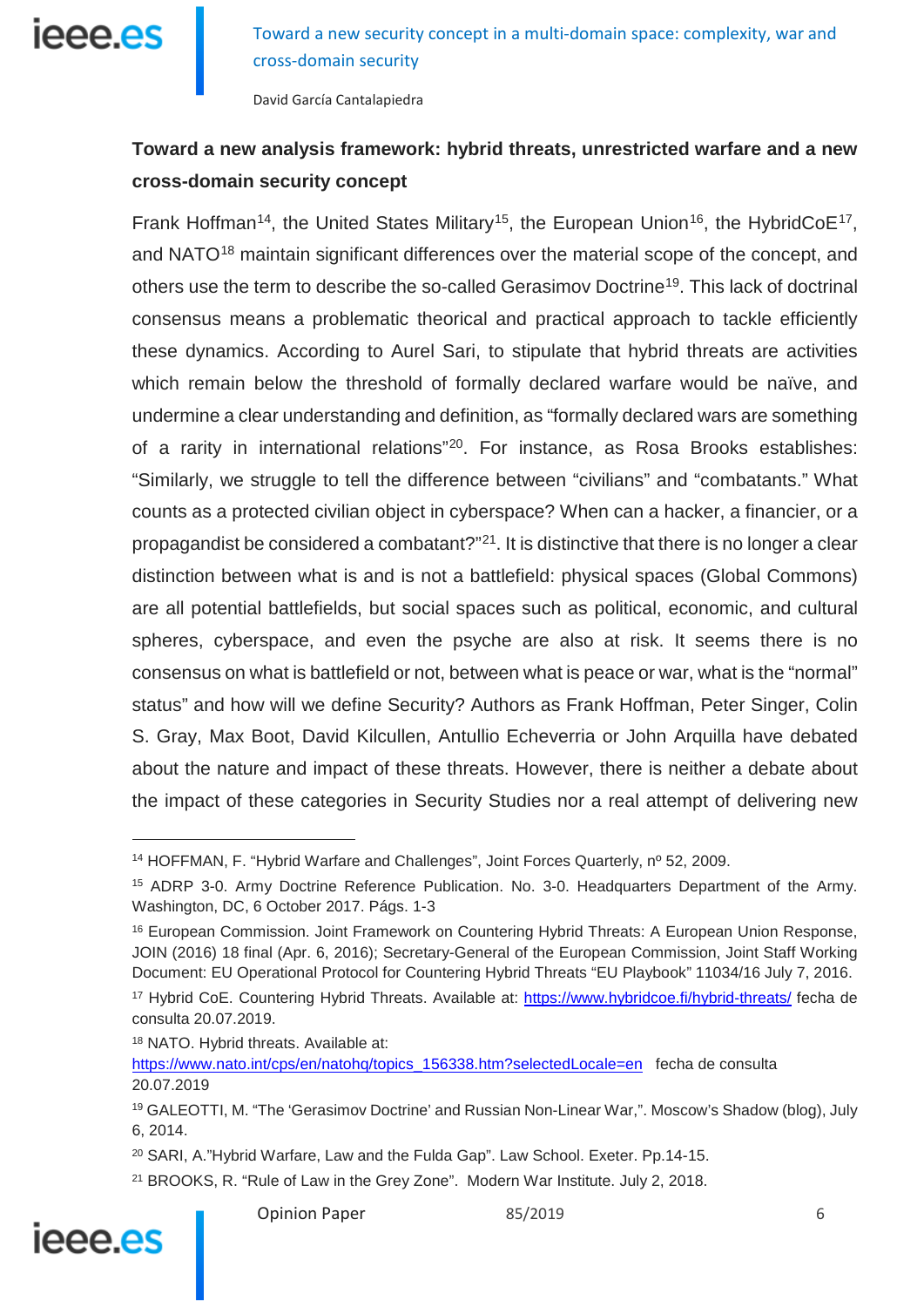### Toward a new analysis framework: hybrid threats, unrestricted warfare and a new cross-domain security concept

Frank Hoffman[14], the United States Military[15], the European Union[16], the HybridCoE[17], and NATO[18] maintain significant differences over the material scope of the concept, and others use the term to describe the so-called Gerasimov Doctrine[19]. This lack of doctrinal consensus means a problematic theorical and practical approach to tackle efficiently these dynamics. According to Aurel Sari, to stipulate that hybrid threats are activities which remain below the threshold of formally declared warfare would be naïve, and undermine a clear understanding and definition, as "formally declared wars are something of a rarity in international relations"[20]. For instance, as Rosa Brooks establishes: "Similarly, we struggle to tell the difference between "civilians" and "combatants." What counts as a protected civilian object in cyberspace? When can a hacker, a financier, or a propagandist be considered a combatant?"[21]. It is distinctive that there is no longer a clear distinction between what is and is not a battlefield: physical spaces (Global Commons) are all potential battlefields, but social spaces such as political, economic, and cultural spheres, cyberspace, and even the psyche are also at risk. It seems there is no consensus on what is battlefield or not, between what is peace or war, what is the "normal" status" and how will we define Security? Authors as Frank Hoffman, Peter Singer, Colin S. Gray, Max Boot, David Kilcullen, Antullio Echeverria or John Arquilla have debated about the nature and impact of these threats. However, there is neither a debate about the impact of these categories in Security Studies nor a real attempt of delivering new

---

[14] HOFFMAN, F. "Hybrid Warfare and Challenges", Joint Forces Quarterly, nº 52, 2009.

[15] ADRP 3-0. Army Doctrine Reference Publication. No. 3-0. Headquarters Department of the Army. Washington, DC, 6 October 2017. Págs. 1-3

[16] European Commission. Joint Framework on Countering Hybrid Threats: A European Union Response, JOIN (2016) 18 final (Apr. 6, 2016); Secretary-General of the European Commission, Joint Staff Working Document: EU Operational Protocol for Countering Hybrid Threats "EU Playbook" 11034/16 July 7, 2016.

[17] Hybrid CoE. Countering Hybrid Threats. Available at: https://www.hybridcoe.fi/hybrid-threats/ fecha de consulta 20.07.2019.

[18] NATO. Hybrid threats. Available at: https://www.nato.int/cps/en/natohq/topics_156338.htm?selectedLocale=en fecha de consulta 20.07.2019

[19] GALEOTTI, M. "The 'Gerasimov Doctrine' and Russian Non-Linear War,". Moscow's Shadow (blog), July 6, 2014.

[20] SARI, A."Hybrid Warfare, Law and the Fulda Gap". Law School. Exeter. Pp.14-15.

[21] BROOKS, R. "Rule of Law in the Grey Zone". Modern War Institute. July 2, 2018.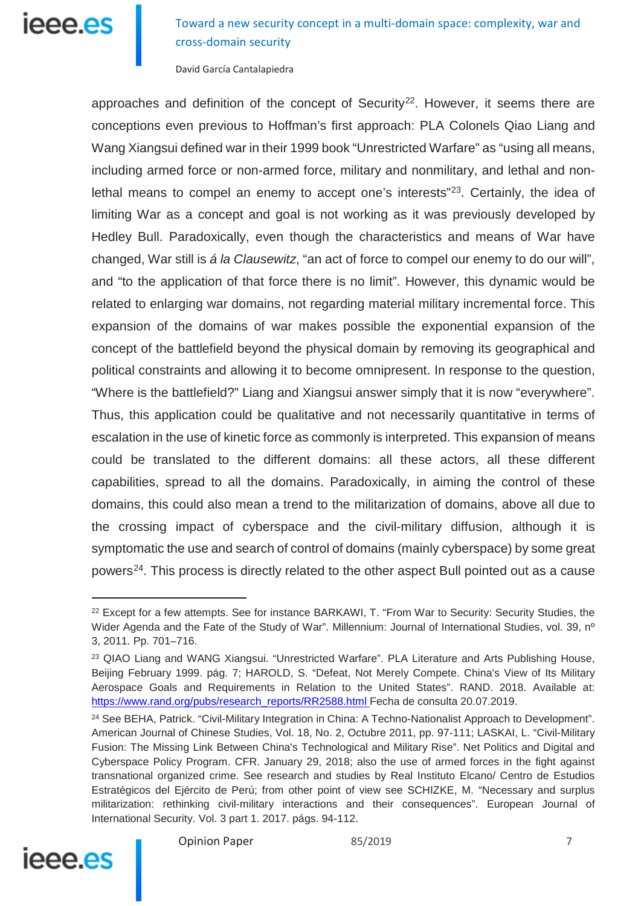approaches and definition of the concept of Security[22]. However, it seems there are conceptions even previous to Hoffman's first approach: PLA Colonels Qiao Liang and Wang Xiangsui defined war in their 1999 book "Unrestricted Warfare" as "using all means, including armed force or non-armed force, military and nonmilitary, and lethal and non-lethal means to compel an enemy to accept one's interests"[23]. Certainly, the idea of limiting War as a concept and goal is not working as it was previously developed by Hedley Bull. Paradoxically, even though the characteristics and means of War have changed, War still is *á la Clausewitz*, "an act of force to compel our enemy to do our will", and "to the application of that force there is no limit". However, this dynamic would be related to enlarging war domains, not regarding material military incremental force. This expansion of the domains of war makes possible the exponential expansion of the concept of the battlefield beyond the physical domain by removing its geographical and political constraints and allowing it to become omnipresent. In response to the question, "Where is the battlefield?" Liang and Xiangsui answer simply that it is now "everywhere". Thus, this application could be qualitative and not necessarily quantitative in terms of escalation in the use of kinetic force as commonly is interpreted. This expansion of means could be translated to the different domains: all these actors, all these different capabilities, spread to all the domains. Paradoxically, in aiming the control of these domains, this could also mean a trend to the militarization of domains, above all due to the crossing impact of cyberspace and the civil-military diffusion, although it is symptomatic the use and search of control of domains (mainly cyberspace) by some great powers[24]. This process is directly related to the other aspect Bull pointed out as a cause

---

[22] Except for a few attempts. See for instance BARKAWI, T. "From War to Security: Security Studies, the Wider Agenda and the Fate of the Study of War". Millennium: Journal of International Studies, vol. 39, nº 3, 2011. Pp. 701–716.

[23] QIAO Liang and WANG Xiangsui. "Unrestricted Warfare". PLA Literature and Arts Publishing House, Beijing February 1999. pág. 7; HAROLD, S. "Defeat, Not Merely Compete. China's View of Its Military Aerospace Goals and Requirements in Relation to the United States". RAND. 2018. Available at: https://www.rand.org/pubs/research_reports/RR2588.html Fecha de consulta 20.07.2019.

[24] See BEHA, Patrick. "Civil-Military Integration in China: A Techno-Nationalist Approach to Development". American Journal of Chinese Studies, Vol. 18, No. 2, Octubre 2011, pp. 97-111; LASKAI, L. "Civil-Military Fusion: The Missing Link Between China's Technological and Military Rise". Net Politics and Digital and Cyberspace Policy Program. CFR. January 29, 2018; also the use of armed forces in the fight against transnational organized crime. See research and studies by Real Instituto Elcano/ Centro de Estudios Estratégicos del Ejército de Perú; from other point of view see SCHIZKE, M. "Necessary and surplus militarization: rethinking civil-military interactions and their consequences". European Journal of International Security. Vol. 3 part 1. 2017. págs. 94-112.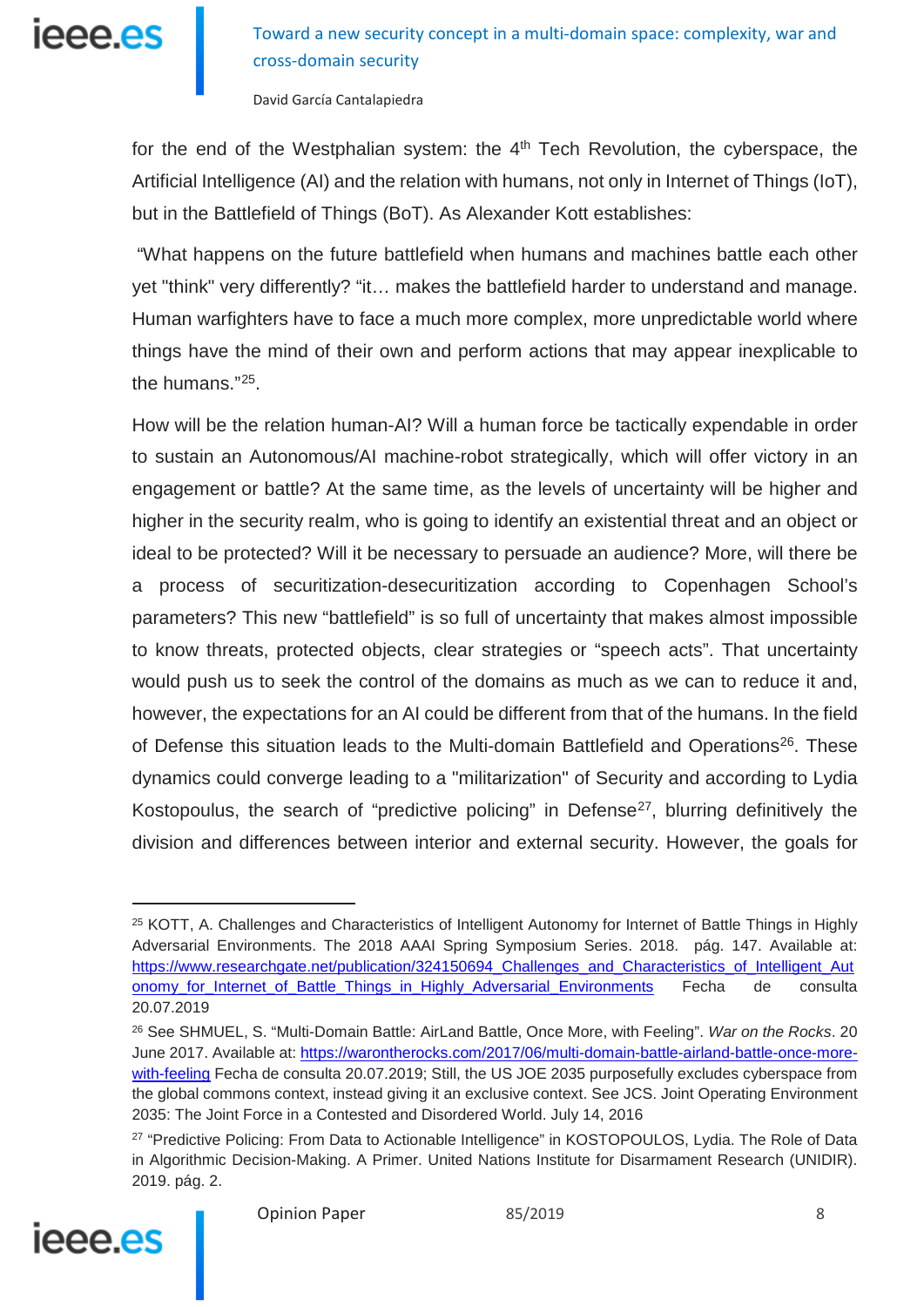for the end of the Westphalian system: the 4th Tech Revolution, the cyberspace, the Artificial Intelligence (AI) and the relation with humans, not only in Internet of Things (IoT), but in the Battlefield of Things (BoT). As Alexander Kott establishes:

"What happens on the future battlefield when humans and machines battle each other yet "think" very differently? "it… makes the battlefield harder to understand and manage. Human warfighters have to face a much more complex, more unpredictable world where things have the mind of their own and perform actions that may appear inexplicable to the humans."[25].

How will be the relation human-AI? Will a human force be tactically expendable in order to sustain an Autonomous/AI machine-robot strategically, which will offer victory in an engagement or battle? At the same time, as the levels of uncertainty will be higher and higher in the security realm, who is going to identify an existential threat and an object or ideal to be protected? Will it be necessary to persuade an audience? More, will there be a process of securitization-desecuritization according to Copenhagen School's parameters? This new "battlefield" is so full of uncertainty that makes almost impossible to know threats, protected objects, clear strategies or "speech acts". That uncertainty would push us to seek the control of the domains as much as we can to reduce it and, however, the expectations for an AI could be different from that of the humans. In the field of Defense this situation leads to the Multi-domain Battlefield and Operations[26]. These dynamics could converge leading to a "militarization" of Security and according to Lydia Kostopoulus, the search of "predictive policing" in Defense[27], blurring definitively the division and differences between interior and external security. However, the goals for

---

[25] KOTT, A. Challenges and Characteristics of Intelligent Autonomy for Internet of Battle Things in Highly Adversarial Environments. The 2018 AAAI Spring Symposium Series. 2018. pág. 147. Available at: https://www.researchgate.net/publication/324150694_Challenges_and_Characteristics_of_Intelligent_Autonomy_for_Internet_of_Battle_Things_in_Highly_Adversarial_Environments Fecha de consulta 20.07.2019

[26] See SHMUEL, S. "Multi-Domain Battle: AirLand Battle, Once More, with Feeling". *War on the Rocks*. 20 June 2017. Available at: https://warontherocks.com/2017/06/multi-domain-battle-airland-battle-once-more-with-feeling Fecha de consulta 20.07.2019; Still, the US JOE 2035 purposefully excludes cyberspace from the global commons context, instead giving it an exclusive context. See JCS. Joint Operating Environment 2035: The Joint Force in a Contested and Disordered World. July 14, 2016

[27] "Predictive Policing: From Data to Actionable Intelligence" in KOSTOPOULOS, Lydia. The Role of Data in Algorithmic Decision-Making. A Primer. United Nations Institute for Disarmament Research (UNIDIR). 2019. pág. 2.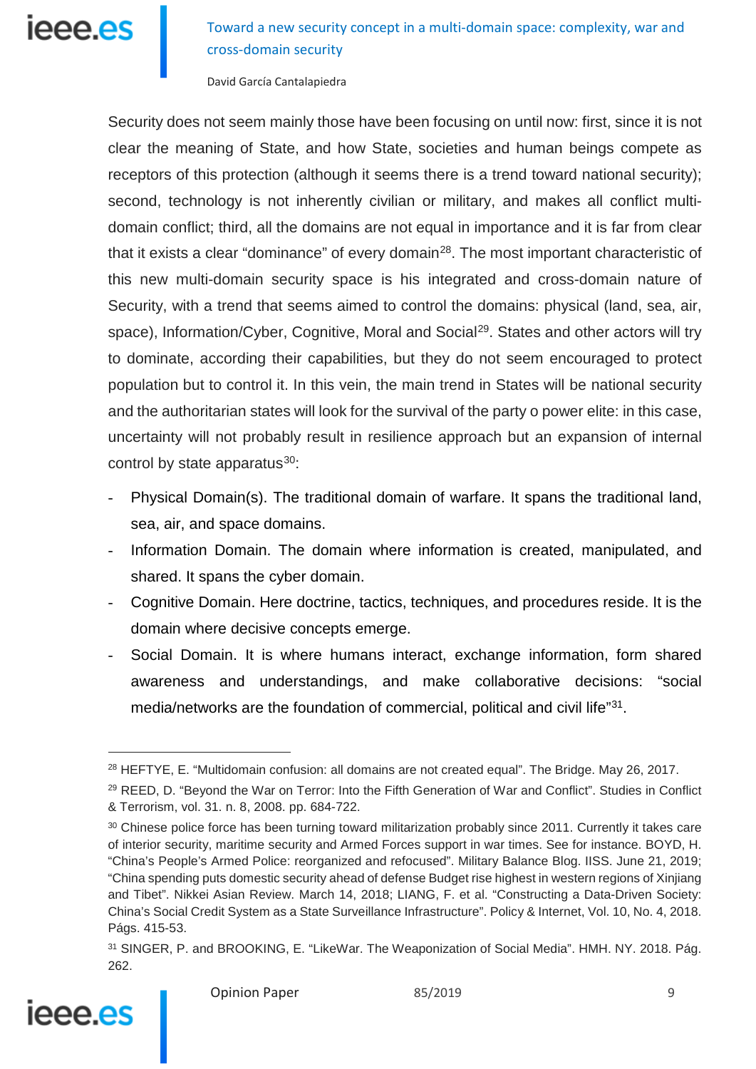Security does not seem mainly those have been focusing on until now: first, since it is not clear the meaning of State, and how State, societies and human beings compete as receptors of this protection (although it seems there is a trend toward national security); second, technology is not inherently civilian or military, and makes all conflict multi-domain conflict; third, all the domains are not equal in importance and it is far from clear that it exists a clear "dominance" of every domain[28]. The most important characteristic of this new multi-domain security space is his integrated and cross-domain nature of Security, with a trend that seems aimed to control the domains: physical (land, sea, air, space), Information/Cyber, Cognitive, Moral and Social[29]. States and other actors will try to dominate, according their capabilities, but they do not seem encouraged to protect population but to control it. In this vein, the main trend in States will be national security and the authoritarian states will look for the survival of the party o power elite: in this case, uncertainty will not probably result in resilience approach but an expansion of internal control by state apparatus[30]:

- Physical Domain(s). The traditional domain of warfare. It spans the traditional land, sea, air, and space domains.
- Information Domain. The domain where information is created, manipulated, and shared. It spans the cyber domain.
- Cognitive Domain. Here doctrine, tactics, techniques, and procedures reside. It is the domain where decisive concepts emerge.
- Social Domain. It is where humans interact, exchange information, form shared awareness and understandings, and make collaborative decisions: "social media/networks are the foundation of commercial, political and civil life"[31].

---

[28] HEFTYE, E. "Multidomain confusion: all domains are not created equal". The Bridge. May 26, 2017.

[29] REED, D. "Beyond the War on Terror: Into the Fifth Generation of War and Conflict". Studies in Conflict & Terrorism, vol. 31. n. 8, 2008. pp. 684-722.

[30] Chinese police force has been turning toward militarization probably since 2011. Currently it takes care of interior security, maritime security and Armed Forces support in war times. See for instance. BOYD, H. "China's People's Armed Police: reorganized and refocused". Military Balance Blog. IISS. June 21, 2019; "China spending puts domestic security ahead of defense Budget rise highest in western regions of Xinjiang and Tibet". Nikkei Asian Review. March 14, 2018; LIANG, F. et al. "Constructing a Data-Driven Society: China's Social Credit System as a State Surveillance Infrastructure". Policy & Internet, Vol. 10, No. 4, 2018. Págs. 415-53.

[31] SINGER, P. and BROOKING, E. "LikeWar. The Weaponization of Social Media". HMH. NY. 2018. Pág. 262.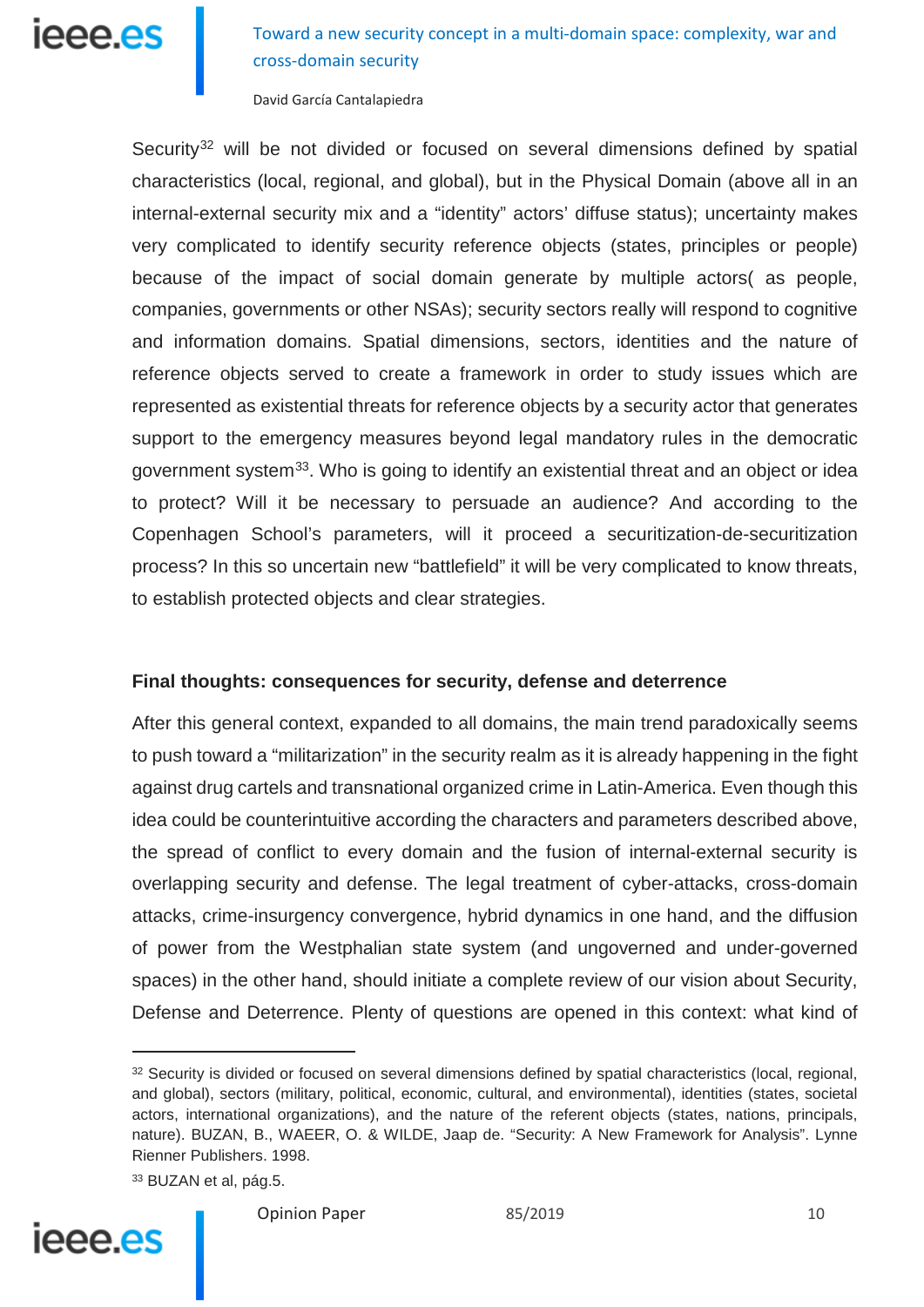Security[32] will be not divided or focused on several dimensions defined by spatial characteristics (local, regional, and global), but in the Physical Domain (above all in an internal-external security mix and a "identity" actors' diffuse status); uncertainty makes very complicated to identify security reference objects (states, principles or people) because of the impact of social domain generate by multiple actors( as people, companies, governments or other NSAs); security sectors really will respond to cognitive and information domains. Spatial dimensions, sectors, identities and the nature of reference objects served to create a framework in order to study issues which are represented as existential threats for reference objects by a security actor that generates support to the emergency measures beyond legal mandatory rules in the democratic government system[33]. Who is going to identify an existential threat and an object or idea to protect? Will it be necessary to persuade an audience? And according to the Copenhagen School's parameters, will it proceed a securitization-de-securitization process? In this so uncertain new "battlefield" it will be very complicated to know threats, to establish protected objects and clear strategies.

## Final thoughts: consequences for security, defense and deterrence

After this general context, expanded to all domains, the main trend paradoxically seems to push toward a "militarization" in the security realm as it is already happening in the fight against drug cartels and transnational organized crime in Latin-America. Even though this idea could be counterintuitive according the characters and parameters described above, the spread of conflict to every domain and the fusion of internal-external security is overlapping security and defense. The legal treatment of cyber-attacks, cross-domain attacks, crime-insurgency convergence, hybrid dynamics in one hand, and the diffusion of power from the Westphalian state system (and ungoverned and under-governed spaces) in the other hand, should initiate a complete review of our vision about Security, Defense and Deterrence. Plenty of questions are opened in this context: what kind of

---

[32] Security is divided or focused on several dimensions defined by spatial characteristics (local, regional, and global), sectors (military, political, economic, cultural, and environmental), identities (states, societal actors, international organizations), and the nature of the referent objects (states, nations, principals, nature). BUZAN, B., WAEER, O. & WILDE, Jaap de. "Security: A New Framework for Analysis". Lynne Rienner Publishers. 1998.

[33] BUZAN et al, pág.5.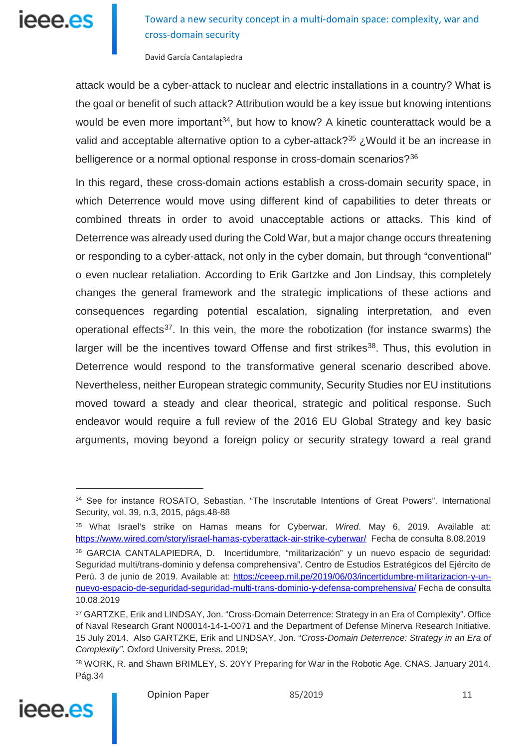attack would be a cyber-attack to nuclear and electric installations in a country? What is the goal or benefit of such attack? Attribution would be a key issue but knowing intentions would be even more important[34], but how to know? A kinetic counterattack would be a valid and acceptable alternative option to a cyber-attack?[35] ¿Would it be an increase in belligerence or a normal optional response in cross-domain scenarios?[36]

In this regard, these cross-domain actions establish a cross-domain security space, in which Deterrence would move using different kind of capabilities to deter threats or combined threats in order to avoid unacceptable actions or attacks. This kind of Deterrence was already used during the Cold War, but a major change occurs threatening or responding to a cyber-attack, not only in the cyber domain, but through "conventional" o even nuclear retaliation. According to Erik Gartzke and Jon Lindsay, this completely changes the general framework and the strategic implications of these actions and consequences regarding potential escalation, signaling interpretation, and even operational effects[37]. In this vein, the more the robotization (for instance swarms) the larger will be the incentives toward Offense and first strikes[38]. Thus, this evolution in Deterrence would respond to the transformative general scenario described above. Nevertheless, neither European strategic community, Security Studies nor EU institutions moved toward a steady and clear theorical, strategic and political response. Such endeavor would require a full review of the 2016 EU Global Strategy and key basic arguments, moving beyond a foreign policy or security strategy toward a real grand

---

[34] See for instance ROSATO, Sebastian. "The Inscrutable Intentions of Great Powers". International Security, vol. 39, n.3, 2015, págs.48-88

[35] What Israel's strike on Hamas means for Cyberwar. *Wired*. May 6, 2019. Available at: https://www.wired.com/story/israel-hamas-cyberattack-air-strike-cyberwar/ Fecha de consulta 8.08.2019

[36] GARCIA CANTALAPIEDRA, D. Incertidumbre, "militarización" y un nuevo espacio de seguridad: Seguridad multi/trans-dominio y defensa comprehensiva". Centro de Estudios Estratégicos del Ejército de Perú. 3 de junio de 2019. Available at: https://ceeep.mil.pe/2019/06/03/incertidumbre-militarizacion-y-un-nuevo-espacio-de-seguridad-seguridad-multi-trans-dominio-y-defensa-comprehensiva/ Fecha de consulta 10.08.2019

[37] GARTZKE, Erik and LINDSAY, Jon. "Cross-Domain Deterrence: Strategy in an Era of Complexity". Office of Naval Research Grant N00014-14-1-0071 and the Department of Defense Minerva Research Initiative. 15 July 2014. Also GARTZKE, Erik and LINDSAY, Jon. "*Cross-Domain Deterrence: Strategy in an Era of Complexity"*. Oxford University Press. 2019;

[38] WORK, R. and Shawn BRIMLEY, S. 20YY Preparing for War in the Robotic Age. CNAS. January 2014. Pág.34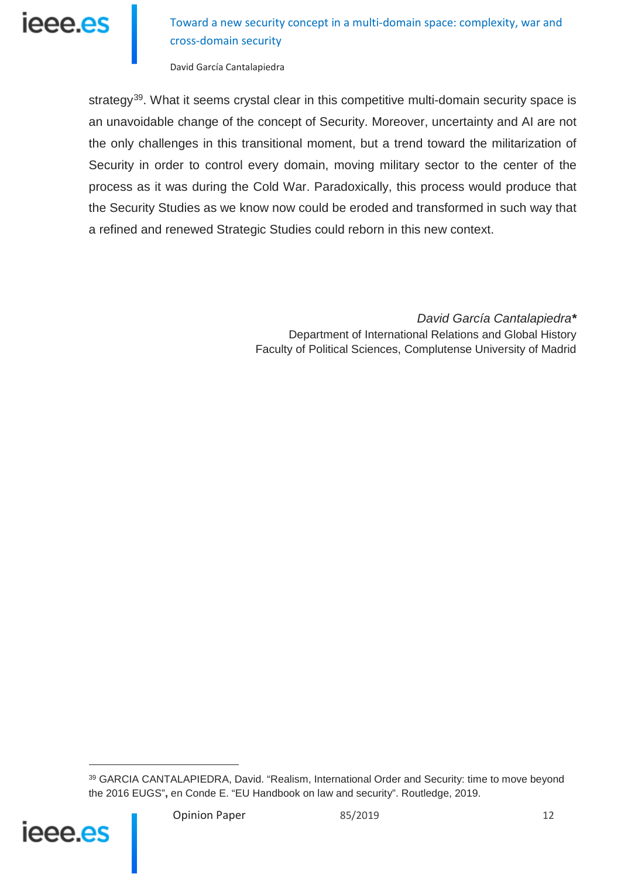strategy[39]. What it seems crystal clear in this competitive multi-domain security space is an unavoidable change of the concept of Security. Moreover, uncertainty and AI are not the only challenges in this transitional moment, but a trend toward the militarization of Security in order to control every domain, moving military sector to the center of the process as it was during the Cold War. Paradoxically, this process would produce that the Security Studies as we know now could be eroded and transformed in such way that a refined and renewed Strategic Studies could reborn in this new context.

*David García Cantalapiedra***
Department of International Relations and Global History
Faculty of Political Sciences, Complutense University of Madrid

---

[39] GARCIA CANTALAPIEDRA, David. "Realism, International Order and Security: time to move beyond the 2016 EUGS"**,** en Conde E. "EU Handbook on law and security". Routledge, 2019.